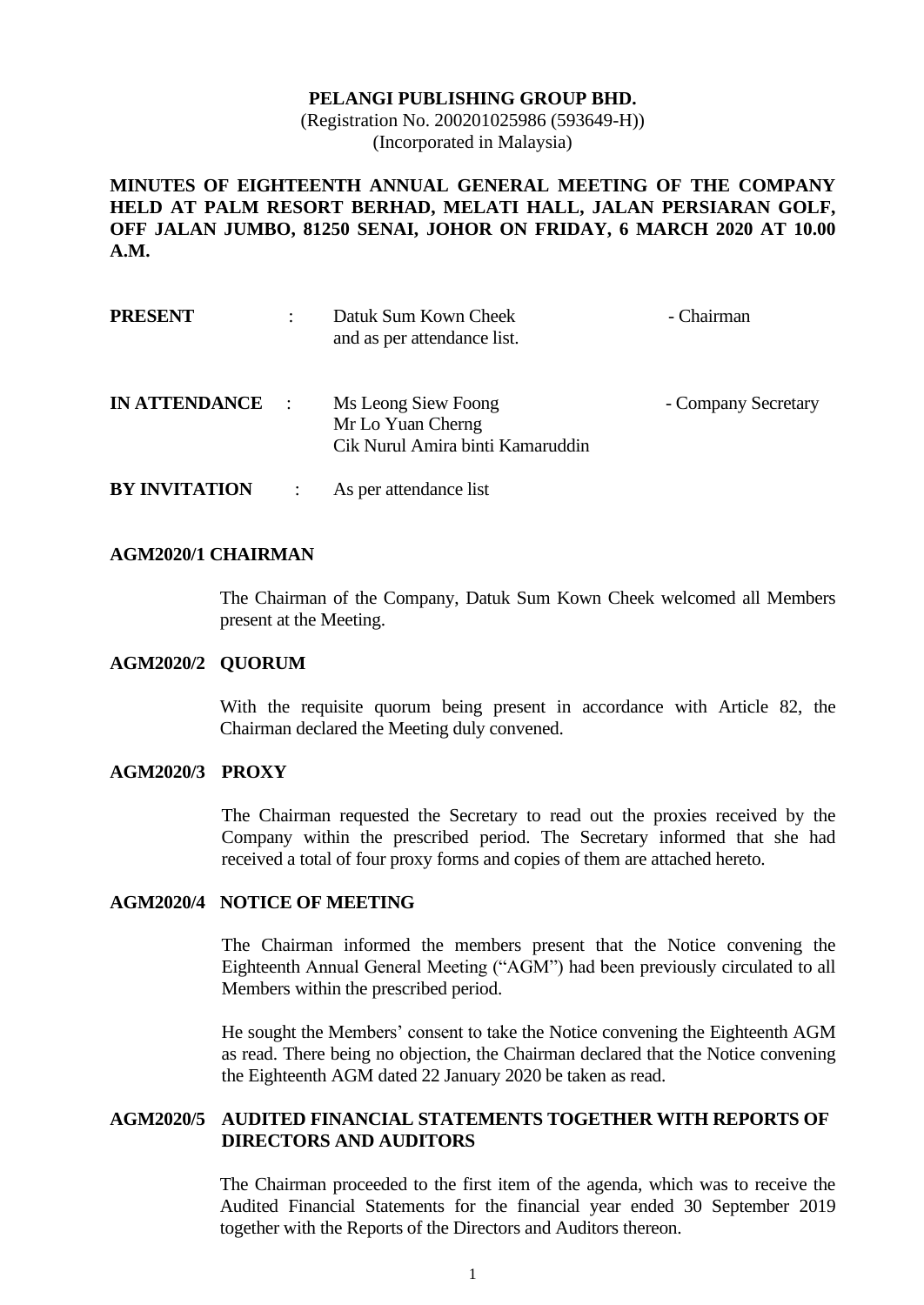**PELANGI PUBLISHING GROUP BHD.**
(Registration No. 200201025986 (593649-H))
(Incorporated in Malaysia)

**MINUTES OF EIGHTEENTH ANNUAL GENERAL MEETING OF THE COMPANY HELD AT PALM RESORT BERHAD, MELATI HALL, JALAN PERSIARAN GOLF, OFF JALAN JUMBO, 81250 SENAI, JOHOR ON FRIDAY, 6 MARCH 2020 AT 10.00 A.M.**

| | | | |
|---|---|---|---|
| **PRESENT** | : | Datuk Sum Kown Cheek<br>and as per attendance list. | - Chairman |
| **IN ATTENDANCE** | : | Ms Leong Siew Foong<br>Mr Lo Yuan Cherng<br>Cik Nurul Amira binti Kamaruddin | - Company Secretary |
| **BY INVITATION** | : | As per attendance list | |

**AGM2020/1 CHAIRMAN**

The Chairman of the Company, Datuk Sum Kown Cheek welcomed all Members present at the Meeting.

**AGM2020/2 QUORUM**

With the requisite quorum being present in accordance with Article 82, the Chairman declared the Meeting duly convened.

**AGM2020/3 PROXY**

The Chairman requested the Secretary to read out the proxies received by the Company within the prescribed period. The Secretary informed that she had received a total of four proxy forms and copies of them are attached hereto.

**AGM2020/4 NOTICE OF MEETING**

The Chairman informed the members present that the Notice convening the Eighteenth Annual General Meeting ("AGM") had been previously circulated to all Members within the prescribed period.

He sought the Members' consent to take the Notice convening the Eighteenth AGM as read. There being no objection, the Chairman declared that the Notice convening the Eighteenth AGM dated 22 January 2020 be taken as read.

**AGM2020/5 AUDITED FINANCIAL STATEMENTS TOGETHER WITH REPORTS OF DIRECTORS AND AUDITORS**

The Chairman proceeded to the first item of the agenda, which was to receive the Audited Financial Statements for the financial year ended 30 September 2019 together with the Reports of the Directors and Auditors thereon.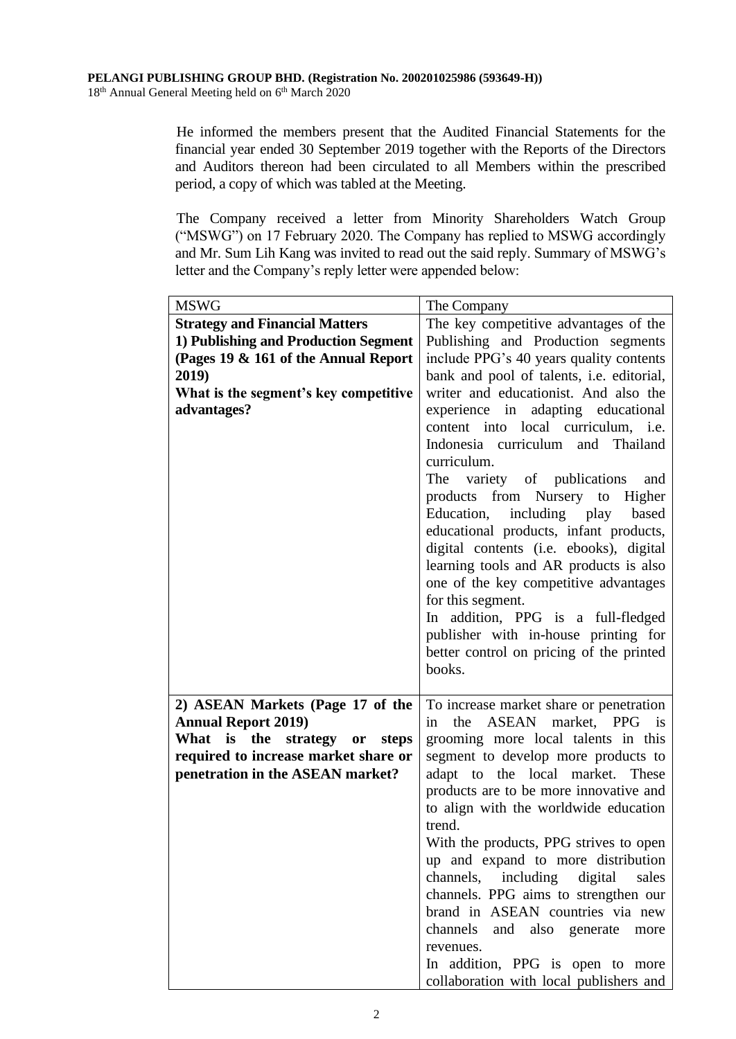He informed the members present that the Audited Financial Statements for the financial year ended 30 September 2019 together with the Reports of the Directors and Auditors thereon had been circulated to all Members within the prescribed period, a copy of which was tabled at the Meeting.

The Company received a letter from Minority Shareholders Watch Group ("MSWG") on 17 February 2020. The Company has replied to MSWG accordingly and Mr. Sum Lih Kang was invited to read out the said reply. Summary of MSWG's letter and the Company's reply letter were appended below:

| MSWG | The Company |
|---|---|
| **Strategy and Financial Matters**<br>**1) Publishing and Production Segment (Pages 19 & 161 of the Annual Report 2019)**<br>**What is the segment's key competitive advantages?** | The key competitive advantages of the Publishing and Production segments include PPG's 40 years quality contents bank and pool of talents, i.e. editorial, writer and educationist. And also the experience in adapting educational content into local curriculum, i.e. Indonesia curriculum and Thailand curriculum.<br>The variety of publications and products from Nursery to Higher Education, including play based educational products, infant products, digital contents (i.e. ebooks), digital learning tools and AR products is also one of the key competitive advantages for this segment.<br>In addition, PPG is a full-fledged publisher with in-house printing for better control on pricing of the printed books. |
| **2) ASEAN Markets (Page 17 of the Annual Report 2019)**<br>**What is the strategy or steps required to increase market share or penetration in the ASEAN market?** | To increase market share or penetration in the ASEAN market, PPG is grooming more local talents in this segment to develop more products to adapt to the local market. These products are to be more innovative and to align with the worldwide education trend.<br>With the products, PPG strives to open up and expand to more distribution channels, including digital sales channels. PPG aims to strengthen our brand in ASEAN countries via new channels and also generate more revenues.<br>In addition, PPG is open to more collaboration with local publishers and |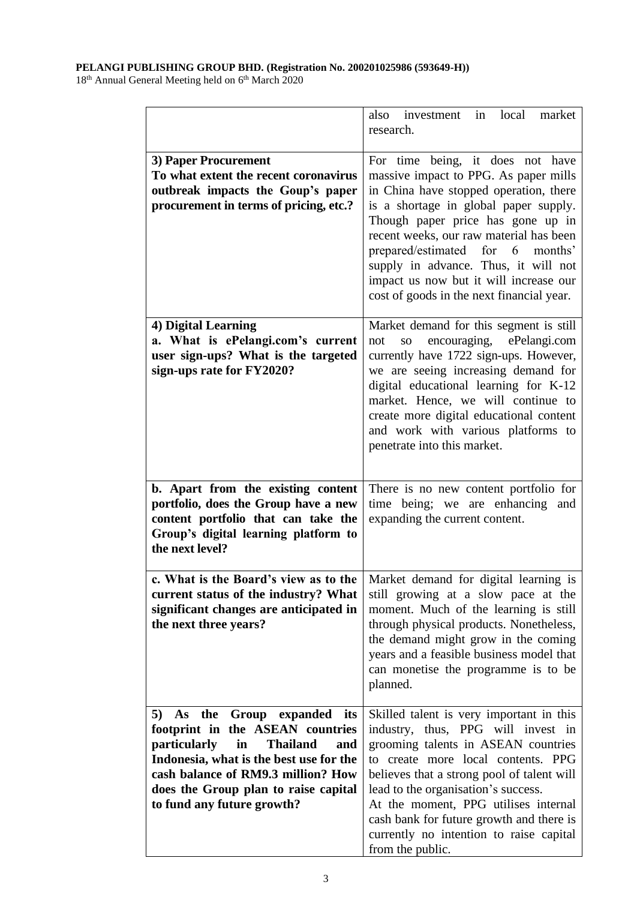| | |
|---|---|
| | also investment in local market research. |
| **3) Paper Procurement**<br>**To what extent the recent coronavirus outbreak impacts the Goup's paper procurement in terms of pricing, etc.?** | For time being, it does not have massive impact to PPG. As paper mills in China have stopped operation, there is a shortage in global paper supply. Though paper price has gone up in recent weeks, our raw material has been prepared/estimated for 6 months' supply in advance. Thus, it will not impact us now but it will increase our cost of goods in the next financial year. |
| **4) Digital Learning**<br>**a. What is ePelangi.com's current user sign-ups? What is the targeted sign-ups rate for FY2020?** | Market demand for this segment is still not so encouraging, ePelangi.com currently have 1722 sign-ups. However, we are seeing increasing demand for digital educational learning for K-12 market. Hence, we will continue to create more digital educational content and work with various platforms to penetrate into this market. |
| **b. Apart from the existing content portfolio, does the Group have a new content portfolio that can take the Group's digital learning platform to the next level?** | There is no new content portfolio for time being; we are enhancing and expanding the current content. |
| **c. What is the Board's view as to the current status of the industry? What significant changes are anticipated in the next three years?** | Market demand for digital learning is still growing at a slow pace at the moment. Much of the learning is still through physical products. Nonetheless, the demand might grow in the coming years and a feasible business model that can monetise the programme is to be planned. |
| **5) As the Group expanded its footprint in the ASEAN countries particularly in Thailand and Indonesia, what is the best use for the cash balance of RM9.3 million? How does the Group plan to raise capital to fund any future growth?** | Skilled talent is very important in this industry, thus, PPG will invest in grooming talents in ASEAN countries to create more local contents. PPG believes that a strong pool of talent will lead to the organisation's success.<br>At the moment, PPG utilises internal cash bank for future growth and there is currently no intention to raise capital from the public. |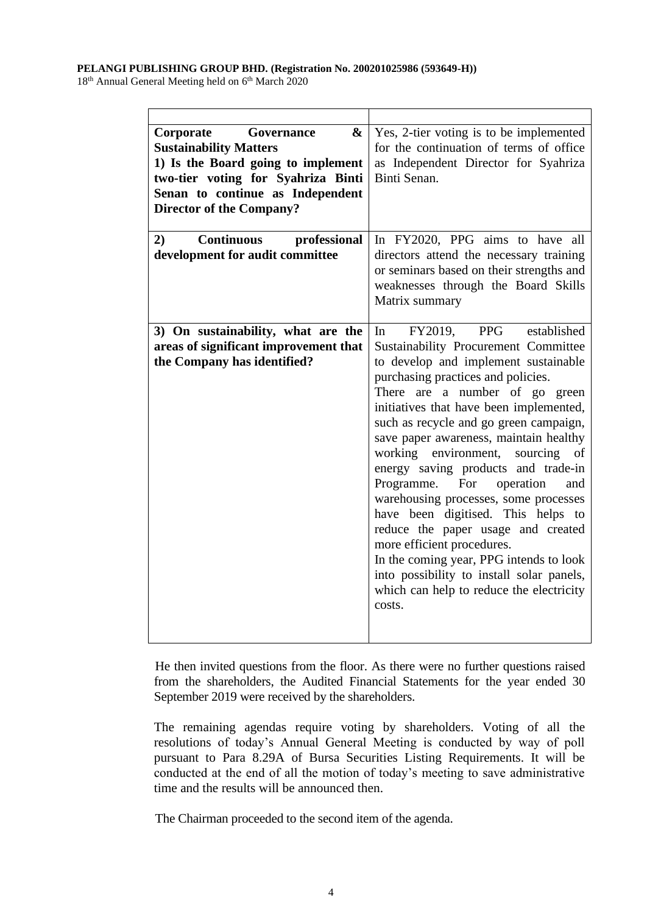| | |
|---|---|
| **Corporate Governance & Sustainability Matters**<br>**1) Is the Board going to implement two-tier voting for Syahriza Binti Senan to continue as Independent Director of the Company?** | Yes, 2-tier voting is to be implemented for the continuation of terms of office as Independent Director for Syahriza Binti Senan. |
| **2) Continuous professional development for audit committee** | In FY2020, PPG aims to have all directors attend the necessary training or seminars based on their strengths and weaknesses through the Board Skills Matrix summary |
| **3) On sustainability, what are the areas of significant improvement that the Company has identified?** | In FY2019, PPG established Sustainability Procurement Committee to develop and implement sustainable purchasing practices and policies.<br>There are a number of go green initiatives that have been implemented, such as recycle and go green campaign, save paper awareness, maintain healthy working environment, sourcing of energy saving products and trade-in Programme. For operation and warehousing processes, some processes have been digitised. This helps to reduce the paper usage and created more efficient procedures.<br>In the coming year, PPG intends to look into possibility to install solar panels, which can help to reduce the electricity costs. |

He then invited questions from the floor. As there were no further questions raised from the shareholders, the Audited Financial Statements for the year ended 30 September 2019 were received by the shareholders.

The remaining agendas require voting by shareholders. Voting of all the resolutions of today's Annual General Meeting is conducted by way of poll pursuant to Para 8.29A of Bursa Securities Listing Requirements. It will be conducted at the end of all the motion of today's meeting to save administrative time and the results will be announced then.

The Chairman proceeded to the second item of the agenda.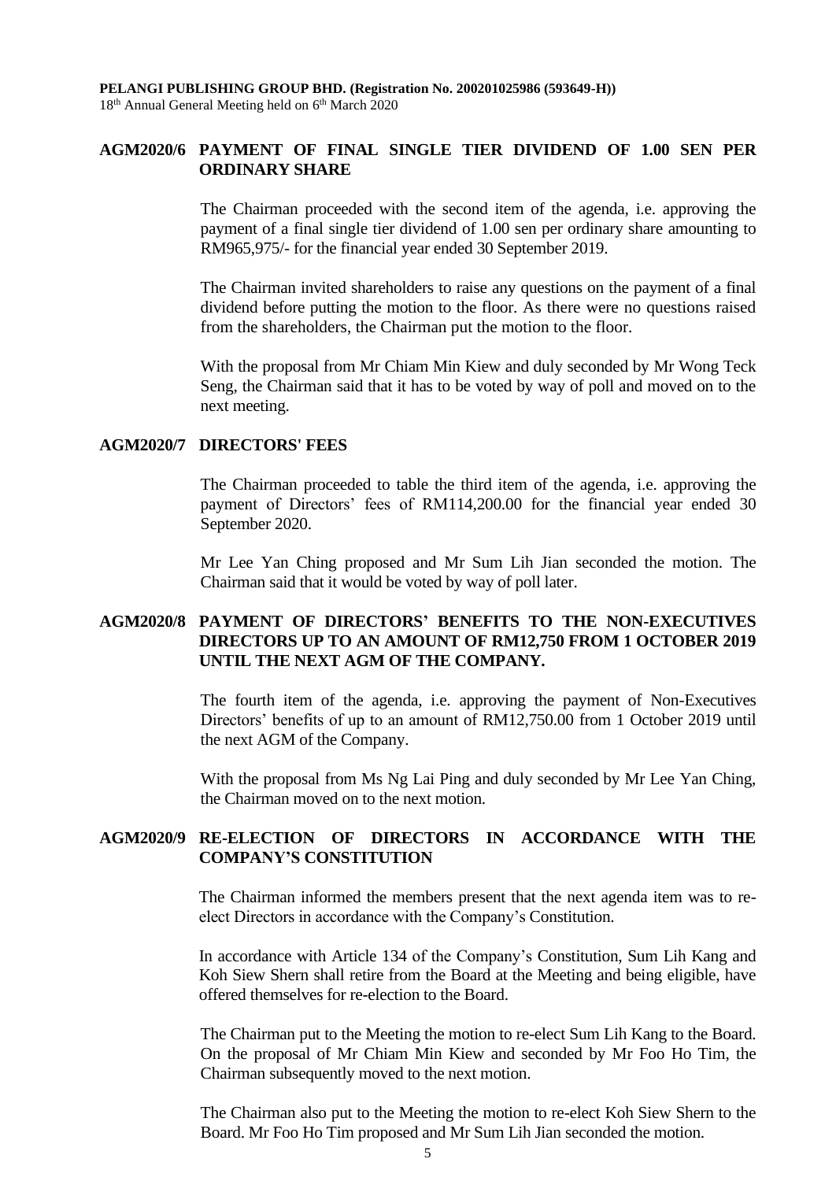## AGM2020/6 PAYMENT OF FINAL SINGLE TIER DIVIDEND OF 1.00 SEN PER ORDINARY SHARE

The Chairman proceeded with the second item of the agenda, i.e. approving the payment of a final single tier dividend of 1.00 sen per ordinary share amounting to RM965,975/- for the financial year ended 30 September 2019.

The Chairman invited shareholders to raise any questions on the payment of a final dividend before putting the motion to the floor. As there were no questions raised from the shareholders, the Chairman put the motion to the floor.

With the proposal from Mr Chiam Min Kiew and duly seconded by Mr Wong Teck Seng, the Chairman said that it has to be voted by way of poll and moved on to the next meeting.

## AGM2020/7 DIRECTORS' FEES

The Chairman proceeded to table the third item of the agenda, i.e. approving the payment of Directors' fees of RM114,200.00 for the financial year ended 30 September 2020.

Mr Lee Yan Ching proposed and Mr Sum Lih Jian seconded the motion. The Chairman said that it would be voted by way of poll later.

## AGM2020/8 PAYMENT OF DIRECTORS' BENEFITS TO THE NON-EXECUTIVES DIRECTORS UP TO AN AMOUNT OF RM12,750 FROM 1 OCTOBER 2019 UNTIL THE NEXT AGM OF THE COMPANY.

The fourth item of the agenda, i.e. approving the payment of Non-Executives Directors' benefits of up to an amount of RM12,750.00 from 1 October 2019 until the next AGM of the Company.

With the proposal from Ms Ng Lai Ping and duly seconded by Mr Lee Yan Ching, the Chairman moved on to the next motion.

## AGM2020/9 RE-ELECTION OF DIRECTORS IN ACCORDANCE WITH THE COMPANY'S CONSTITUTION

The Chairman informed the members present that the next agenda item was to re-elect Directors in accordance with the Company's Constitution.

In accordance with Article 134 of the Company's Constitution, Sum Lih Kang and Koh Siew Shern shall retire from the Board at the Meeting and being eligible, have offered themselves for re-election to the Board.

The Chairman put to the Meeting the motion to re-elect Sum Lih Kang to the Board. On the proposal of Mr Chiam Min Kiew and seconded by Mr Foo Ho Tim, the Chairman subsequently moved to the next motion.

The Chairman also put to the Meeting the motion to re-elect Koh Siew Shern to the Board. Mr Foo Ho Tim proposed and Mr Sum Lih Jian seconded the motion.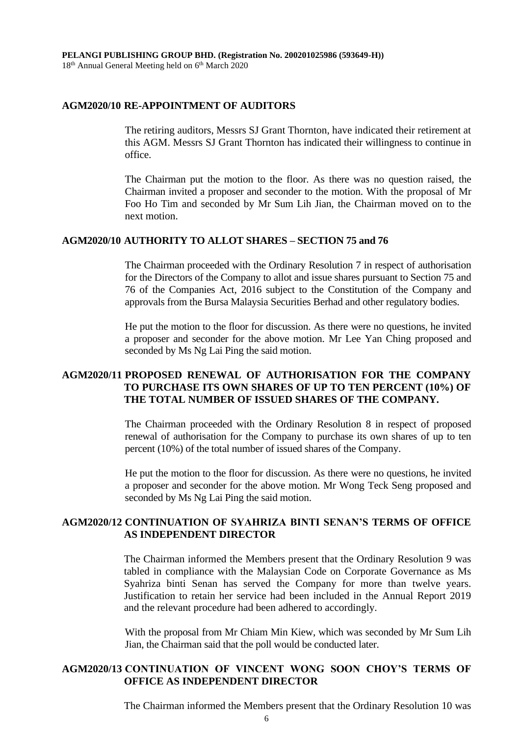## AGM2020/10 RE-APPOINTMENT OF AUDITORS

The retiring auditors, Messrs SJ Grant Thornton, have indicated their retirement at this AGM. Messrs SJ Grant Thornton has indicated their willingness to continue in office.

The Chairman put the motion to the floor. As there was no question raised, the Chairman invited a proposer and seconder to the motion. With the proposal of Mr Foo Ho Tim and seconded by Mr Sum Lih Jian, the Chairman moved on to the next motion.

## AGM2020/10 AUTHORITY TO ALLOT SHARES – SECTION 75 and 76

The Chairman proceeded with the Ordinary Resolution 7 in respect of authorisation for the Directors of the Company to allot and issue shares pursuant to Section 75 and 76 of the Companies Act, 2016 subject to the Constitution of the Company and approvals from the Bursa Malaysia Securities Berhad and other regulatory bodies.

He put the motion to the floor for discussion. As there were no questions, he invited a proposer and seconder for the above motion. Mr Lee Yan Ching proposed and seconded by Ms Ng Lai Ping the said motion.

## AGM2020/11 PROPOSED RENEWAL OF AUTHORISATION FOR THE COMPANY TO PURCHASE ITS OWN SHARES OF UP TO TEN PERCENT (10%) OF THE TOTAL NUMBER OF ISSUED SHARES OF THE COMPANY.

The Chairman proceeded with the Ordinary Resolution 8 in respect of proposed renewal of authorisation for the Company to purchase its own shares of up to ten percent (10%) of the total number of issued shares of the Company.

He put the motion to the floor for discussion. As there were no questions, he invited a proposer and seconder for the above motion. Mr Wong Teck Seng proposed and seconded by Ms Ng Lai Ping the said motion.

## AGM2020/12 CONTINUATION OF SYAHRIZA BINTI SENAN'S TERMS OF OFFICE AS INDEPENDENT DIRECTOR

The Chairman informed the Members present that the Ordinary Resolution 9 was tabled in compliance with the Malaysian Code on Corporate Governance as Ms Syahriza binti Senan has served the Company for more than twelve years. Justification to retain her service had been included in the Annual Report 2019 and the relevant procedure had been adhered to accordingly.

With the proposal from Mr Chiam Min Kiew, which was seconded by Mr Sum Lih Jian, the Chairman said that the poll would be conducted later.

## AGM2020/13 CONTINUATION OF VINCENT WONG SOON CHOY'S TERMS OF OFFICE AS INDEPENDENT DIRECTOR

The Chairman informed the Members present that the Ordinary Resolution 10 was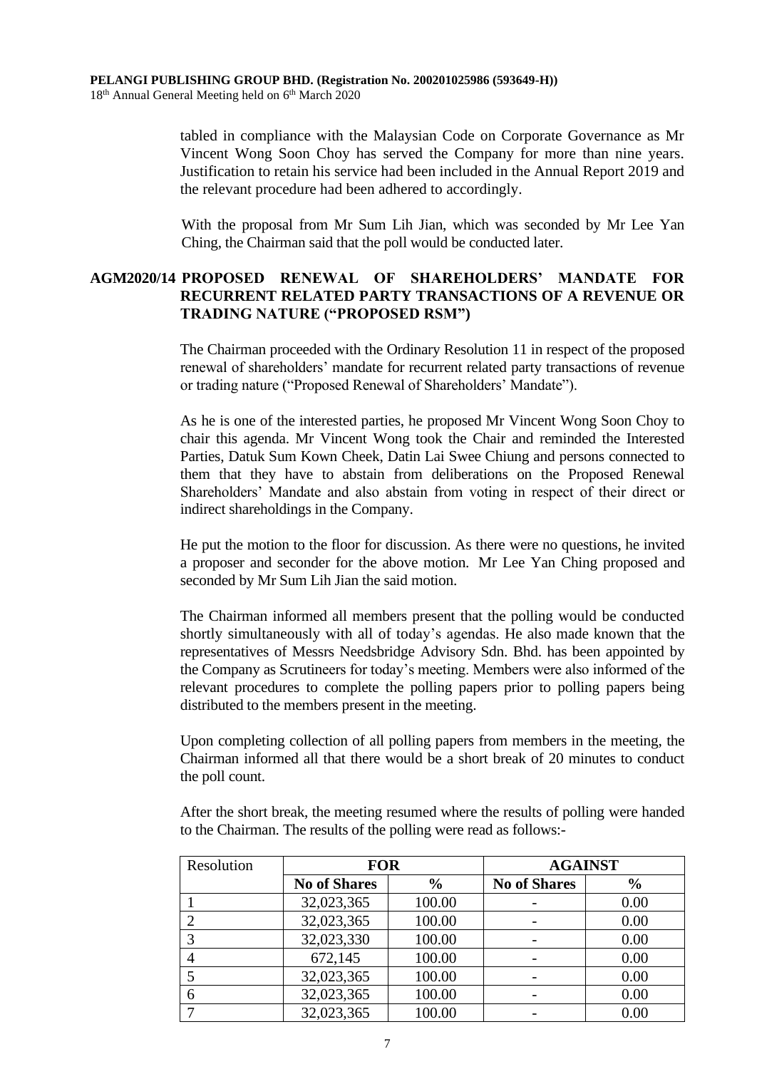tabled in compliance with the Malaysian Code on Corporate Governance as Mr Vincent Wong Soon Choy has served the Company for more than nine years. Justification to retain his service had been included in the Annual Report 2019 and the relevant procedure had been adhered to accordingly.

With the proposal from Mr Sum Lih Jian, which was seconded by Mr Lee Yan Ching, the Chairman said that the poll would be conducted later.

**AGM2020/14 PROPOSED RENEWAL OF SHAREHOLDERS' MANDATE FOR RECURRENT RELATED PARTY TRANSACTIONS OF A REVENUE OR TRADING NATURE ("PROPOSED RSM")**

The Chairman proceeded with the Ordinary Resolution 11 in respect of the proposed renewal of shareholders' mandate for recurrent related party transactions of revenue or trading nature ("Proposed Renewal of Shareholders' Mandate").

As he is one of the interested parties, he proposed Mr Vincent Wong Soon Choy to chair this agenda. Mr Vincent Wong took the Chair and reminded the Interested Parties, Datuk Sum Kown Cheek, Datin Lai Swee Chiung and persons connected to them that they have to abstain from deliberations on the Proposed Renewal Shareholders' Mandate and also abstain from voting in respect of their direct or indirect shareholdings in the Company.

He put the motion to the floor for discussion. As there were no questions, he invited a proposer and seconder for the above motion. Mr Lee Yan Ching proposed and seconded by Mr Sum Lih Jian the said motion.

The Chairman informed all members present that the polling would be conducted shortly simultaneously with all of today's agendas. He also made known that the representatives of Messrs Needsbridge Advisory Sdn. Bhd. has been appointed by the Company as Scrutineers for today's meeting. Members were also informed of the relevant procedures to complete the polling papers prior to polling papers being distributed to the members present in the meeting.

Upon completing collection of all polling papers from members in the meeting, the Chairman informed all that there would be a short break of 20 minutes to conduct the poll count.

After the short break, the meeting resumed where the results of polling were handed to the Chairman. The results of the polling were read as follows:-

| Resolution | FOR | | AGAINST | |
|---|---|---|---|---|
| | **No of Shares** | **%** | **No of Shares** | **%** |
| 1 | 32,023,365 | 100.00 | - | 0.00 |
| 2 | 32,023,365 | 100.00 | - | 0.00 |
| 3 | 32,023,330 | 100.00 | - | 0.00 |
| 4 | 672,145 | 100.00 | - | 0.00 |
| 5 | 32,023,365 | 100.00 | - | 0.00 |
| 6 | 32,023,365 | 100.00 | - | 0.00 |
| 7 | 32,023,365 | 100.00 | - | 0.00 |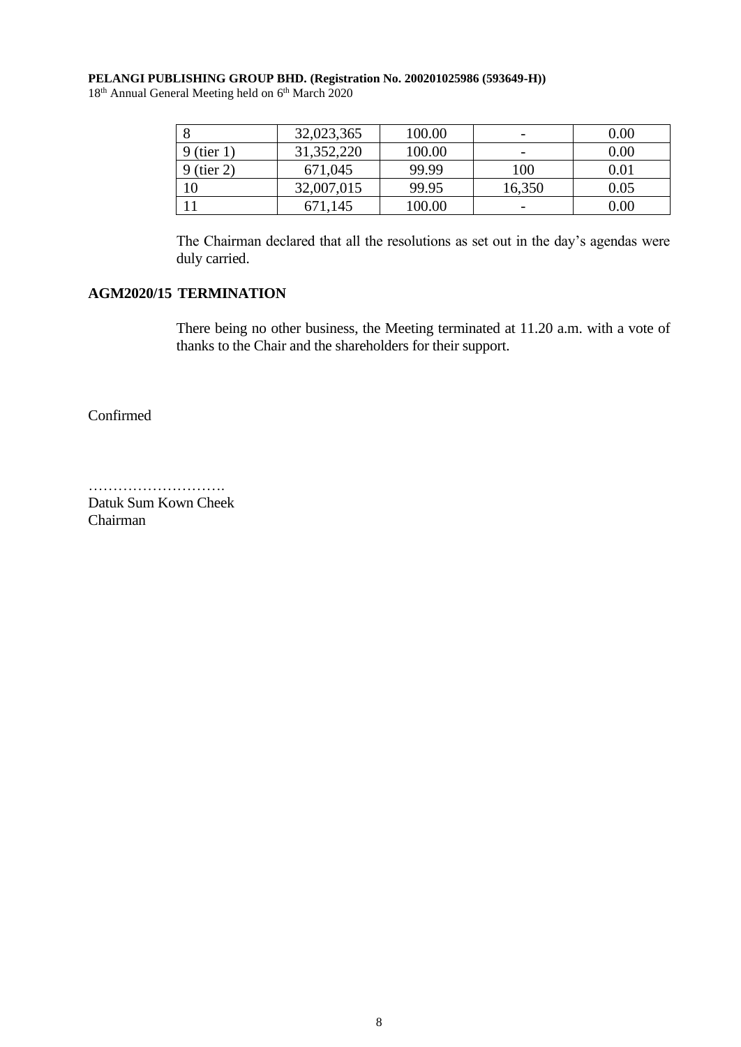| | | | | |
|---|---|---|---|---|
| 8 | 32,023,365 | 100.00 | - | 0.00 |
| 9 (tier 1) | 31,352,220 | 100.00 | - | 0.00 |
| 9 (tier 2) | 671,045 | 99.99 | 100 | 0.01 |
| 10 | 32,007,015 | 99.95 | 16,350 | 0.05 |
| 11 | 671,145 | 100.00 | - | 0.00 |

The Chairman declared that all the resolutions as set out in the day's agendas were duly carried.

**AGM2020/15 TERMINATION**

There being no other business, the Meeting terminated at 11.20 a.m. with a vote of thanks to the Chair and the shareholders for their support.

Confirmed

……………………….
Datuk Sum Kown Cheek
Chairman